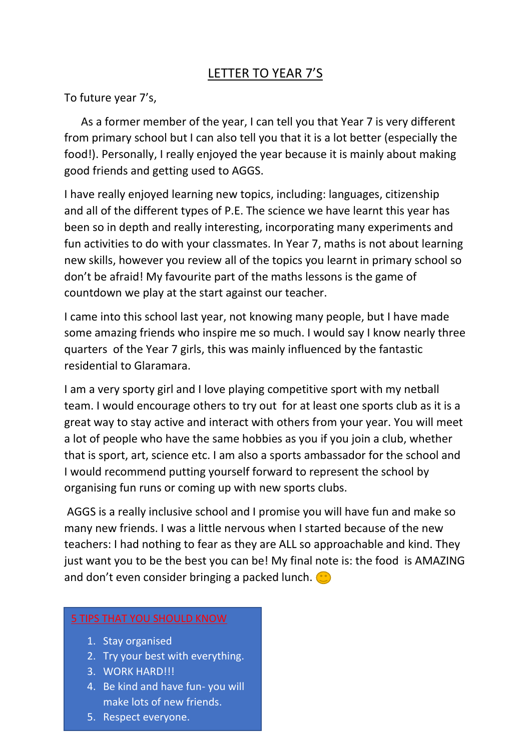# LETTER TO YEAR 7'S

To future year 7's,

As a former member of the year, I can tell you that Year 7 is very different from primary school but I can also tell you that it is a lot better (especially the food!). Personally, I really enjoyed the year because it is mainly about making good friends and getting used to AGGS.

I have really enjoyed learning new topics, including: languages, citizenship and all of the different types of P.E. The science we have learnt this year has been so in depth and really interesting, incorporating many experiments and fun activities to do with your classmates. In Year 7, maths is not about learning new skills, however you review all of the topics you learnt in primary school so don't be afraid! My favourite part of the maths lessons is the game of countdown we play at the start against our teacher.

I came into this school last year, not knowing many people, but I have made some amazing friends who inspire me so much. I would say I know nearly three quarters of the Year 7 girls, this was mainly influenced by the fantastic residential to Glaramara.

I am a very sporty girl and I love playing competitive sport with my netball team. I would encourage others to try out for at least one sports club as it is a great way to stay active and interact with others from your year. You will meet a lot of people who have the same hobbies as you if you join a club, whether that is sport, art, science etc. I am also a sports ambassador for the school and I would recommend putting yourself forward to represent the school by organising fun runs or coming up with new sports clubs.

AGGS is a really inclusive school and I promise you will have fun and make so many new friends. I was a little nervous when I started because of the new teachers: I had nothing to fear as they are ALL so approachable and kind. They just want you to be the best you can be! My final note is: the food is AMAZING and don't even consider bringing a packed lunch. 🙂

## 5 TIPS THAT YOU SHOULD KNOW

1. Stay organised
2. Try your best with everything.
3. WORK HARD!!!
4. Be kind and have fun- you will make lots of new friends.
5. Respect everyone.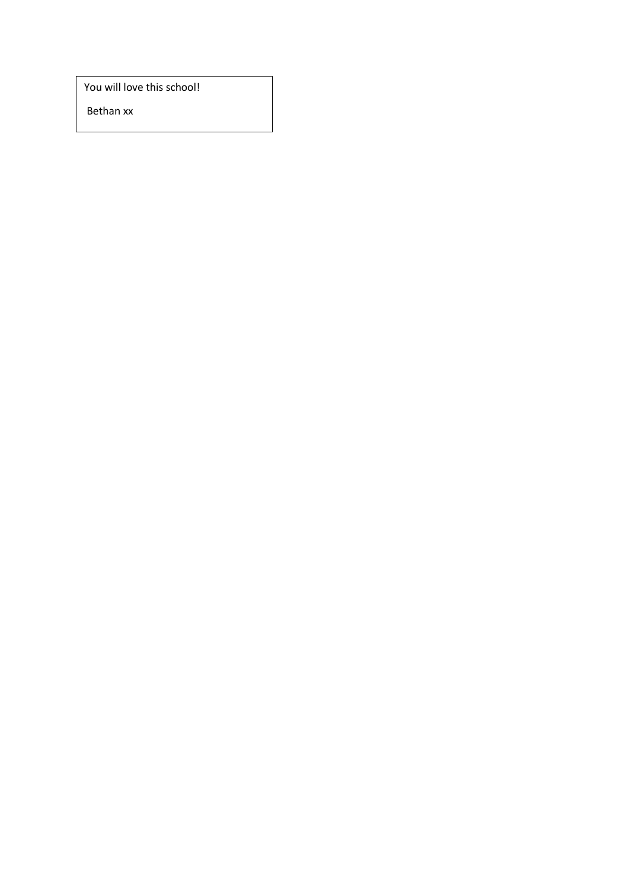You will love this school!

Bethan xx